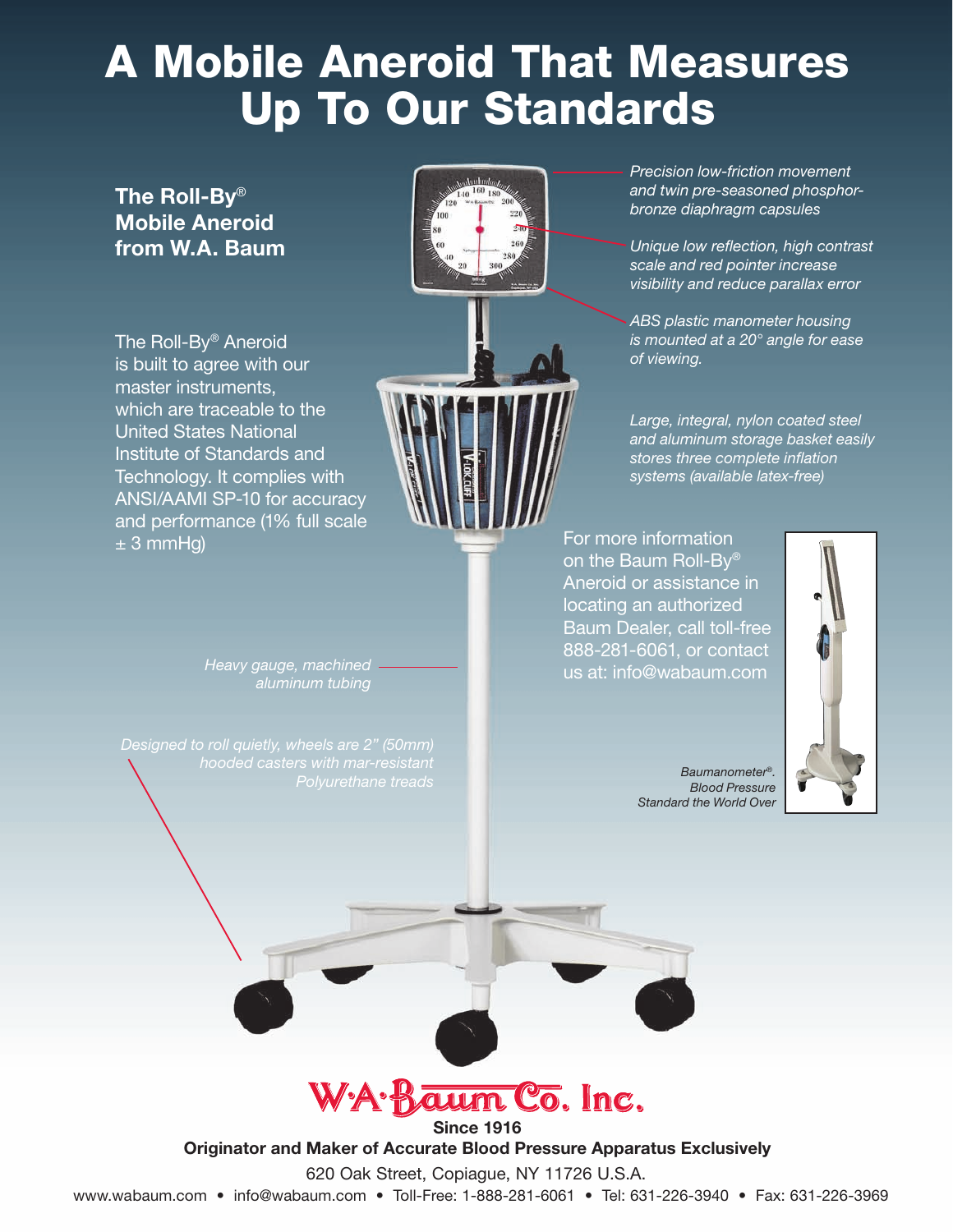# A Mobile Aneroid That Measures Up To Our Standards

## The Roll-By® Mobile Aneroid from W.A. Baum

The Roll-By® Aneroid is built to agree with our master instruments, which are traceable to the United States National Institute of Standards and Technology. It complies with ANSI/AAMI SP-10 for accuracy and performance (1% full scale ± 3 mmHg)

*Precision low-friction movement and twin pre-seasoned phosphor-bronze diaphragm capsules*

*Unique low reflection, high contrast scale and red pointer increase visibility and reduce parallax error*

*ABS plastic manometer housing is mounted at a 20° angle for ease of viewing.*

*Large, integral, nylon coated steel and aluminum storage basket easily stores three complete inflation systems (available latex-free)*

*Heavy gauge, machined aluminum tubing*

*Designed to roll quietly, wheels are 2" (50mm) hooded casters with mar-resistant Polyurethane treads*

For more information on the Baum Roll-By® Aneroid or assistance in locating an authorized Baum Dealer, call toll-free 888-281-6061, or contact us at: info@wabaum.com

*Baumanometer®. Blood Pressure Standard the World Over*

**W·A·Baum Co. Inc.**

**Since 1916**

**Originator and Maker of Accurate Blood Pressure Apparatus Exclusively**

620 Oak Street, Copiague, NY 11726 U.S.A.

www.wabaum.com • info@wabaum.com • Toll-Free: 1-888-281-6061 • Tel: 631-226-3940 • Fax: 631-226-3969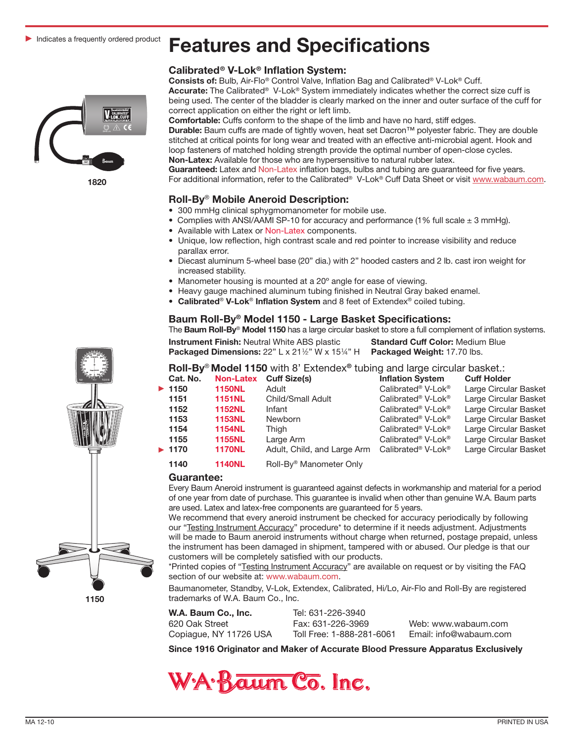▶ Indicates a frequently ordered product

# Features and Specifications

1820

## Calibrated® V-Lok® Inflation System:

**Consists of:** Bulb, Air-Flo® Control Valve, Inflation Bag and Calibrated® V-Lok® Cuff.
**Accurate:** The Calibrated® V-Lok® System immediately indicates whether the correct size cuff is being used. The center of the bladder is clearly marked on the inner and outer surface of the cuff for correct application on either the right or left limb.
**Comfortable:** Cuffs conform to the shape of the limb and have no hard, stiff edges.
**Durable:** Baum cuffs are made of tightly woven, heat set Dacron™ polyester fabric. They are double stitched at critical points for long wear and treated with an effective anti-microbial agent. Hook and loop fasteners of matched holding strength provide the optimal number of open-close cycles.
**Non-Latex:** Available for those who are hypersensitive to natural rubber latex.
**Guaranteed:** Latex and Non-Latex inflation bags, bulbs and tubing are guaranteed for five years.
For additional information, refer to the Calibrated® V-Lok® Cuff Data Sheet or visit www.wabaum.com.

## Roll-By® Mobile Aneroid Description:

- 300 mmHg clinical sphygmomanometer for mobile use.
- Complies with ANSI/AAMI SP-10 for accuracy and performance (1% full scale ± 3 mmHg).
- Available with Latex or Non-Latex components.
- Unique, low reflection, high contrast scale and red pointer to increase visibility and reduce parallax error.
- Diecast aluminum 5-wheel base (20" dia.) with 2" hooded casters and 2 lb. cast iron weight for increased stability.
- Manometer housing is mounted at a 20° angle for ease of viewing.
- Heavy gauge machined aluminum tubing finished in Neutral Gray baked enamel.
- **Calibrated® V-Lok® Inflation System** and 8 feet of Extendex® coiled tubing.

## Baum Roll-By® Model 1150 - Large Basket Specifications:

The **Baum Roll-By® Model 1150** has a large circular basket to store a full complement of inflation systems.

**Instrument Finish:** Neutral White ABS plastic
**Packaged Dimensions:** 22" L x 21½" W x 15¼" H
**Standard Cuff Color:** Medium Blue
**Packaged Weight:** 17.70 lbs.

## Roll-By® Model 1150 with 8' Extendex® tubing and large circular basket.:

| Cat. No. | Non-Latex | Cuff Size(s) | Inflation System | Cuff Holder |
|---|---|---|---|---|
| ▶ 1150 | 1150NL | Adult | Calibrated® V-Lok® | Large Circular Basket |
| 1151 | 1151NL | Child/Small Adult | Calibrated® V-Lok® | Large Circular Basket |
| 1152 | 1152NL | Infant | Calibrated® V-Lok® | Large Circular Basket |
| 1153 | 1153NL | Newborn | Calibrated® V-Lok® | Large Circular Basket |
| 1154 | 1154NL | Thigh | Calibrated® V-Lok® | Large Circular Basket |
| 1155 | 1155NL | Large Arm | Calibrated® V-Lok® | Large Circular Basket |
| ▶ 1170 | 1170NL | Adult, Child, and Large Arm | Calibrated® V-Lok® | Large Circular Basket |
| 1140 | 1140NL | Roll-By® Manometer Only | | |

## Guarantee:

Every Baum Aneroid instrument is guaranteed against defects in workmanship and material for a period of one year from date of purchase. This guarantee is invalid when other than genuine W.A. Baum parts are used. Latex and latex-free components are guaranteed for 5 years.
We recommend that every aneroid instrument be checked for accuracy periodically by following our "Testing Instrument Accuracy" procedure* to determine if it needs adjustment. Adjustments will be made to Baum aneroid instruments without charge when returned, postage prepaid, unless the instrument has been damaged in shipment, tampered with or abused. Our pledge is that our customers will be completely satisfied with our products.
*Printed copies of "Testing Instrument Accuracy" are available on request or by visiting the FAQ section of our website at: www.wabaum.com.

Baumanometer, Standby, V-Lok, Extendex, Calibrated, Hi/Lo, Air-Flo and Roll-By are registered trademarks of W.A. Baum Co., Inc.

1150

**W.A. Baum Co., Inc.**
620 Oak Street
Copiague, NY 11726 USA

Tel: 631-226-3940
Fax: 631-226-3969
Toll Free: 1-888-281-6061

Web: www.wabaum.com
Email: info@wabaum.com

**Since 1916 Originator and Maker of Accurate Blood Pressure Apparatus Exclusively**

W.A.Baum Co. Inc.

MA 12-10

PRINTED IN USA